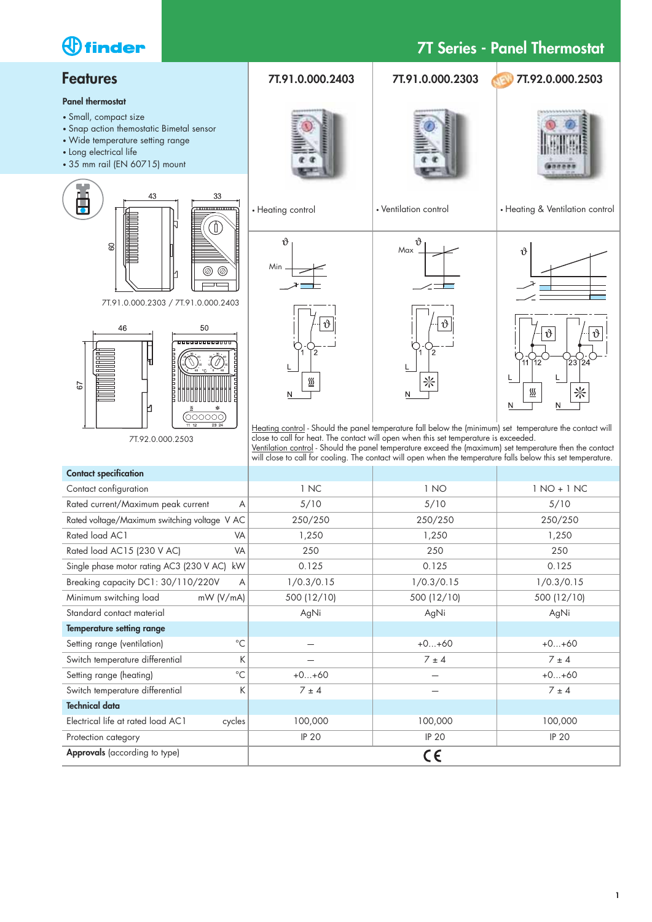# 7T Series - Panel Thermostat

## Features

**Panel thermostat**

- Small, compact size
- Snap action thermostatic Bimetal sensor
- Wide temperature setting range
- Long electrical life
- 35 mm rail (EN 60715) mount

7T.91.0.000.2303 / 7T.91.0.000.2403

7T.92.0.000.2503

| | 7T.91.0.000.2403 | 7T.91.0.000.2303 | 7T.92.0.000.2503 |
|---|---|---|---|
| | • Heating control | • Ventilation control | • Heating & Ventilation control |

Heating control - Should the panel temperature fall below the (minimum) set temperature the contact will close to call for heat. The contact will open when this set temperature is exceeded.
Ventilation control - Should the panel temperature exceed the (maximum) set temperature then the contact will close to call for cooling. The contact will open when the temperature falls below this set temperature.

| | | 7T.91.0.000.2403 | 7T.91.0.000.2303 | 7T.92.0.000.2503 |
|---|---|---|---|---|
| **Contact specification** | | | | |
| Contact configuration | | 1 NC | 1 NO | 1 NO + 1 NC |
| Rated current/Maximum peak current | A | 5/10 | 5/10 | 5/10 |
| Rated voltage/Maximum switching voltage | V AC | 250/250 | 250/250 | 250/250 |
| Rated load AC1 | VA | 1,250 | 1,250 | 1,250 |
| Rated load AC15 (230 V AC) | VA | 250 | 250 | 250 |
| Single phase motor rating AC3 (230 V AC) | kW | 0.125 | 0.125 | 0.125 |
| Breaking capacity DC1: 30/110/220V | A | 1/0.3/0.15 | 1/0.3/0.15 | 1/0.3/0.15 |
| Minimum switching load | mW (V/mA) | 500 (12/10) | 500 (12/10) | 500 (12/10) |
| Standard contact material | | AgNi | AgNi | AgNi |
| **Temperature setting range** | | | | |
| Setting range (ventilation) | °C | – | +0...+60 | +0...+60 |
| Switch temperature differential | K | – | 7 ± 4 | 7 ± 4 |
| Setting range (heating) | °C | +0...+60 | – | +0...+60 |
| Switch temperature differential | K | 7 ± 4 | – | 7 ± 4 |
| **Technical data** | | | | |
| Electrical life at rated load AC1 | cycles | 100,000 | 100,000 | 100,000 |
| Protection category | | IP 20 | IP 20 | IP 20 |
| **Approvals** (according to type) | | CE | | |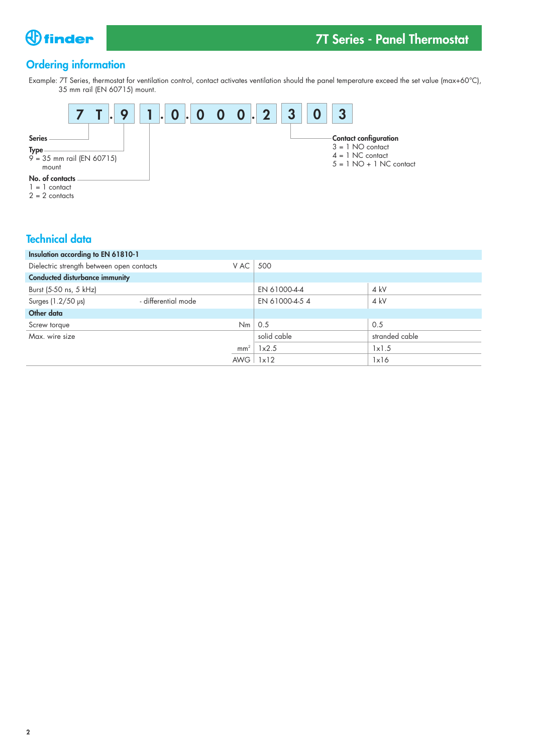## Ordering information

Example: 7T Series, thermostat for ventilation control, contact activates ventilation should the panel temperature exceed the set value (max+60°C), 35 mm rail (EN 60715) mount.

**7 T . 9 1 . 0 . 0 0 0 . 2 3 0 3**

**Series**

**Type**
9 = 35 mm rail (EN 60715) mount

**No. of contacts**
1 = 1 contact
2 = 2 contacts

**Contact configuration**
3 = 1 NO contact
4 = 1 NC contact
5 = 1 NO + 1 NC contact

## Technical data

| | | | |
|---|---|---|---|
| **Insulation according to EN 61810-1** | | | |
| Dielectric strength between open contacts | V AC | 500 | |
| **Conducted disturbance immunity** | | | |
| Burst (5-50 ns, 5 kHz) | | EN 61000-4-4 | 4 kV |
| Surges (1.2/50 μs) - differential mode | | EN 61000-4-5 4 | 4 kV |
| **Other data** | | | |
| Screw torque | Nm | 0.5 | 0.5 |
| Max. wire size | | solid cable | stranded cable |
| | $mm^2$ | 1x2.5 | 1x1.5 |
| | AWG | 1x12 | 1x16 |